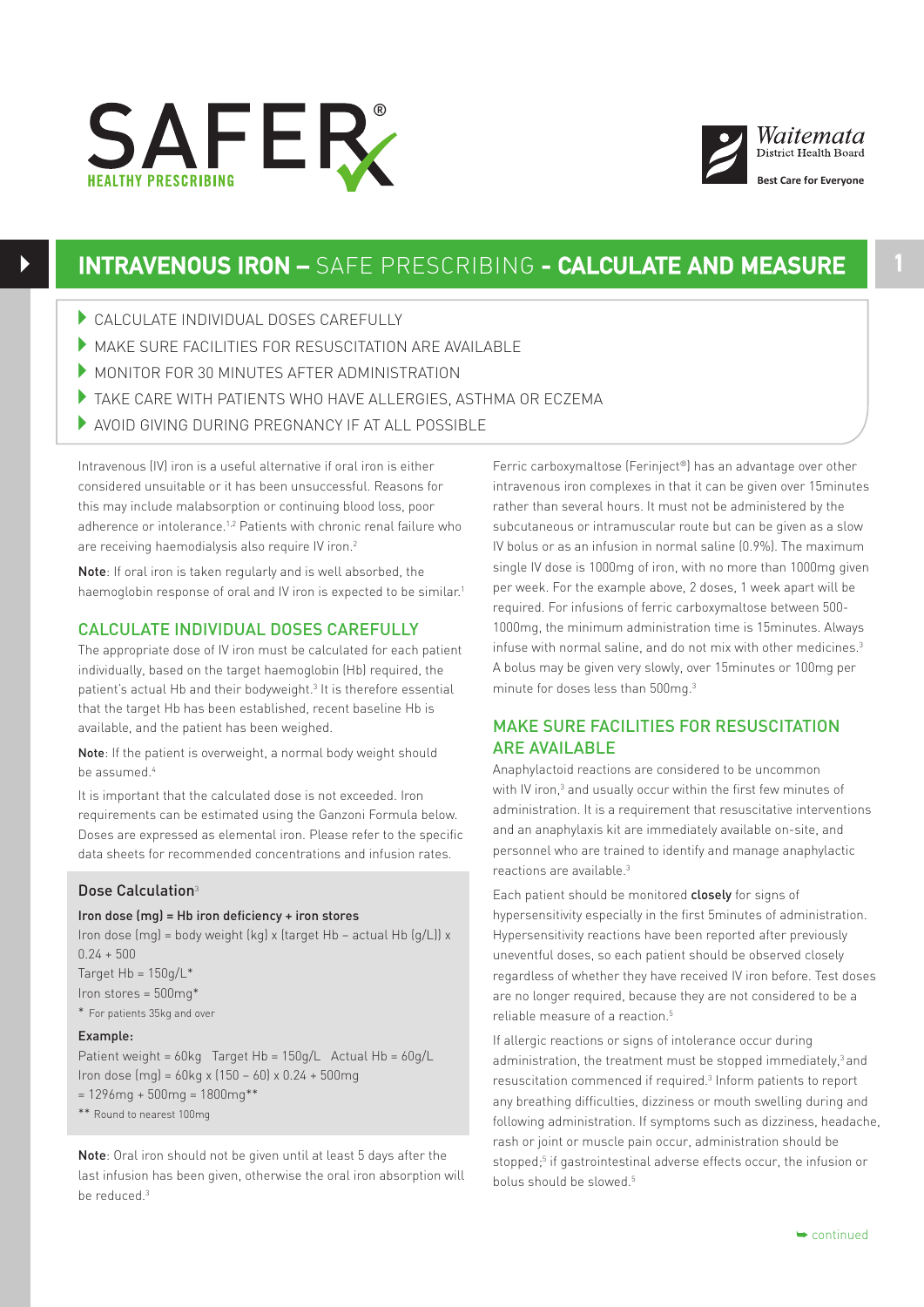SAFER HEALTHY PRESCRIBING

Waitemata District Health Board — Best Care for Everyone

# INTRAVENOUS IRON – SAFE PRESCRIBING - CALCULATE AND MEASURE

- CALCULATE INDIVIDUAL DOSES CAREFULLY
- MAKE SURE FACILITIES FOR RESUSCITATION ARE AVAILABLE
- MONITOR FOR 30 MINUTES AFTER ADMINISTRATION
- TAKE CARE WITH PATIENTS WHO HAVE ALLERGIES, ASTHMA OR ECZEMA
- AVOID GIVING DURING PREGNANCY IF AT ALL POSSIBLE

Intravenous (IV) iron is a useful alternative if oral iron is either considered unsuitable or it has been unsuccessful. Reasons for this may include malabsorption or continuing blood loss, poor adherence or intolerance.[1,2] Patients with chronic renal failure who are receiving haemodialysis also require IV iron.[2]

**Note**: If oral iron is taken regularly and is well absorbed, the haemoglobin response of oral and IV iron is expected to be similar.[1]

## CALCULATE INDIVIDUAL DOSES CAREFULLY

The appropriate dose of IV iron must be calculated for each patient individually, based on the target haemoglobin (Hb) required, the patient's actual Hb and their bodyweight.[3] It is therefore essential that the target Hb has been established, recent baseline Hb is available, and the patient has been weighed.

**Note**: If the patient is overweight, a normal body weight should be assumed.[4]

It is important that the calculated dose is not exceeded. Iron requirements can be estimated using the Ganzoni Formula below. Doses are expressed as elemental iron. Please refer to the specific data sheets for recommended concentrations and infusion rates.

### Dose Calculation[3]

**Iron dose (mg) = Hb iron deficiency + iron stores**

Iron dose (mg) = body weight (kg) x (target Hb – actual Hb (g/L)) x 0.24 + 500

Target Hb = 150g/L*

Iron stores = 500mg*

\* For patients 35kg and over

**Example:**

Patient weight = 60kg   Target Hb = 150g/L   Actual Hb = 60g/L

Iron dose (mg) = 60kg x (150 – 60) x 0.24 + 500mg

= 1296mg + 500mg = 1800mg**

\** Round to nearest 100mg

**Note**: Oral iron should not be given until at least 5 days after the last infusion has been given, otherwise the oral iron absorption will be reduced.[3]

Ferric carboxymaltose (Ferinject®) has an advantage over other intravenous iron complexes in that it can be given over 15minutes rather than several hours. It must not be administered by the subcutaneous or intramuscular route but can be given as a slow IV bolus or as an infusion in normal saline (0.9%). The maximum single IV dose is 1000mg of iron, with no more than 1000mg given per week. For the example above, 2 doses, 1 week apart will be required. For infusions of ferric carboxymaltose between 500-1000mg, the minimum administration time is 15minutes. Always infuse with normal saline, and do not mix with other medicines.[3] A bolus may be given very slowly, over 15minutes or 100mg per minute for doses less than 500mg.[3]

## MAKE SURE FACILITIES FOR RESUSCITATION ARE AVAILABLE

Anaphylactoid reactions are considered to be uncommon with IV iron,[3] and usually occur within the first few minutes of administration. It is a requirement that resuscitative interventions and an anaphylaxis kit are immediately available on-site, and personnel who are trained to identify and manage anaphylactic reactions are available.[3]

Each patient should be monitored **closely** for signs of hypersensitivity especially in the first 5minutes of administration. Hypersensitivity reactions have been reported after previously uneventful doses, so each patient should be observed closely regardless of whether they have received IV iron before. Test doses are no longer required, because they are not considered to be a reliable measure of a reaction.[5]

If allergic reactions or signs of intolerance occur during administration, the treatment must be stopped immediately,[3] and resuscitation commenced if required.[3] Inform patients to report any breathing difficulties, dizziness or mouth swelling during and following administration. If symptoms such as dizziness, headache, rash or joint or muscle pain occur, administration should be stopped;[5] if gastrointestinal adverse effects occur, the infusion or bolus should be slowed.[5]

continued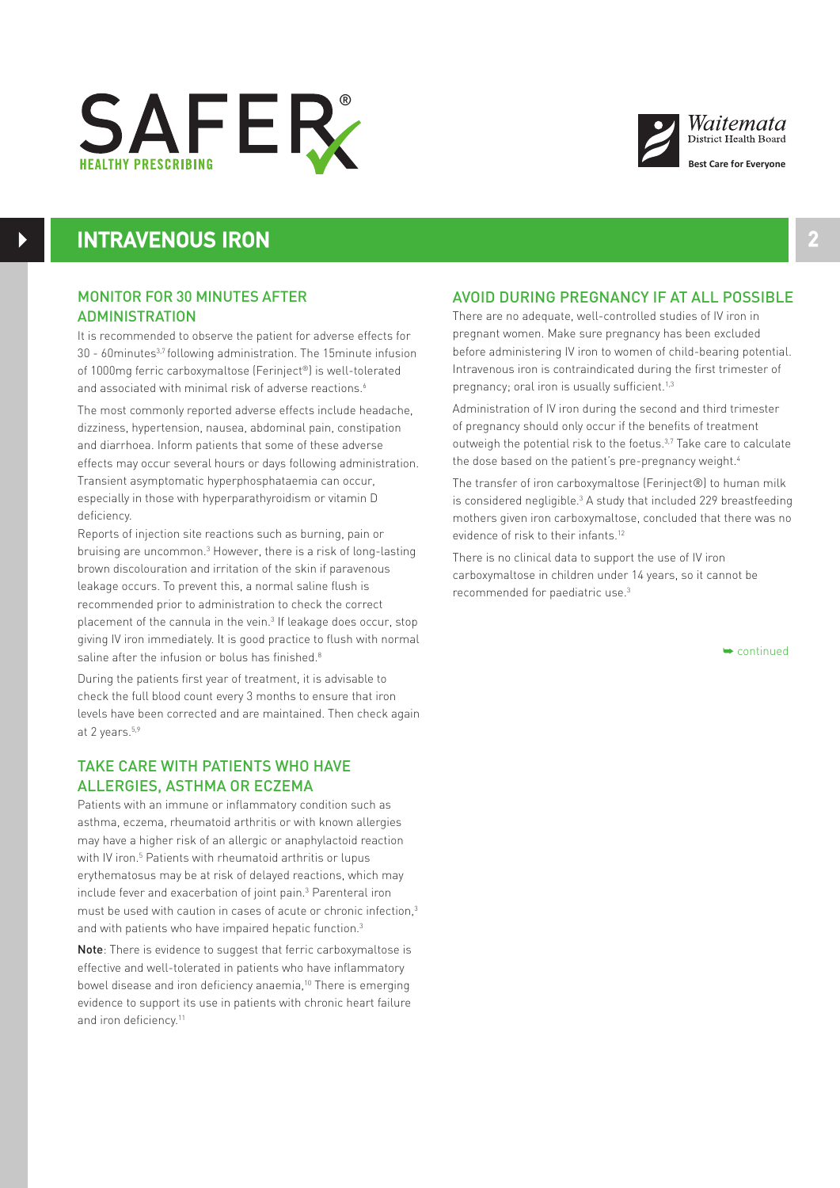# INTRAVENOUS IRON

## MONITOR FOR 30 MINUTES AFTER ADMINISTRATION

It is recommended to observe the patient for adverse effects for 30 - 60minutes[3,7] following administration. The 15minute infusion of 1000mg ferric carboxymaltose (Ferinject®) is well-tolerated and associated with minimal risk of adverse reactions.[6]

The most commonly reported adverse effects include headache, dizziness, hypertension, nausea, abdominal pain, constipation and diarrhoea. Inform patients that some of these adverse effects may occur several hours or days following administration. Transient asymptomatic hyperphosphataemia can occur, especially in those with hyperparathyroidism or vitamin D deficiency.

Reports of injection site reactions such as burning, pain or bruising are uncommon.[3] However, there is a risk of long-lasting brown discolouration and irritation of the skin if paravenous leakage occurs. To prevent this, a normal saline flush is recommended prior to administration to check the correct placement of the cannula in the vein.[3] If leakage does occur, stop giving IV iron immediately. It is good practice to flush with normal saline after the infusion or bolus has finished.[8]

During the patients first year of treatment, it is advisable to check the full blood count every 3 months to ensure that iron levels have been corrected and are maintained. Then check again at 2 years.[5,9]

## TAKE CARE WITH PATIENTS WHO HAVE ALLERGIES, ASTHMA OR ECZEMA

Patients with an immune or inflammatory condition such as asthma, eczema, rheumatoid arthritis or with known allergies may have a higher risk of an allergic or anaphylactoid reaction with IV iron.[5] Patients with rheumatoid arthritis or lupus erythematosus may be at risk of delayed reactions, which may include fever and exacerbation of joint pain.[3] Parenteral iron must be used with caution in cases of acute or chronic infection,[3] and with patients who have impaired hepatic function.[3]

**Note**: There is evidence to suggest that ferric carboxymaltose is effective and well-tolerated in patients who have inflammatory bowel disease and iron deficiency anaemia,[10] There is emerging evidence to support its use in patients with chronic heart failure and iron deficiency.[11]

## AVOID DURING PREGNANCY IF AT ALL POSSIBLE

There are no adequate, well-controlled studies of IV iron in pregnant women. Make sure pregnancy has been excluded before administering IV iron to women of child-bearing potential. Intravenous iron is contraindicated during the first trimester of pregnancy; oral iron is usually sufficient.[1,3]

Administration of IV iron during the second and third trimester of pregnancy should only occur if the benefits of treatment outweigh the potential risk to the foetus.[3,7] Take care to calculate the dose based on the patient's pre-pregnancy weight.[4]

The transfer of iron carboxymaltose (Ferinject®) to human milk is considered negligible.[3] A study that included 229 breastfeeding mothers given iron carboxymaltose, concluded that there was no evidence of risk to their infants.[12]

There is no clinical data to support the use of IV iron carboxymaltose in children under 14 years, so it cannot be recommended for paediatric use.[3]

➥ continued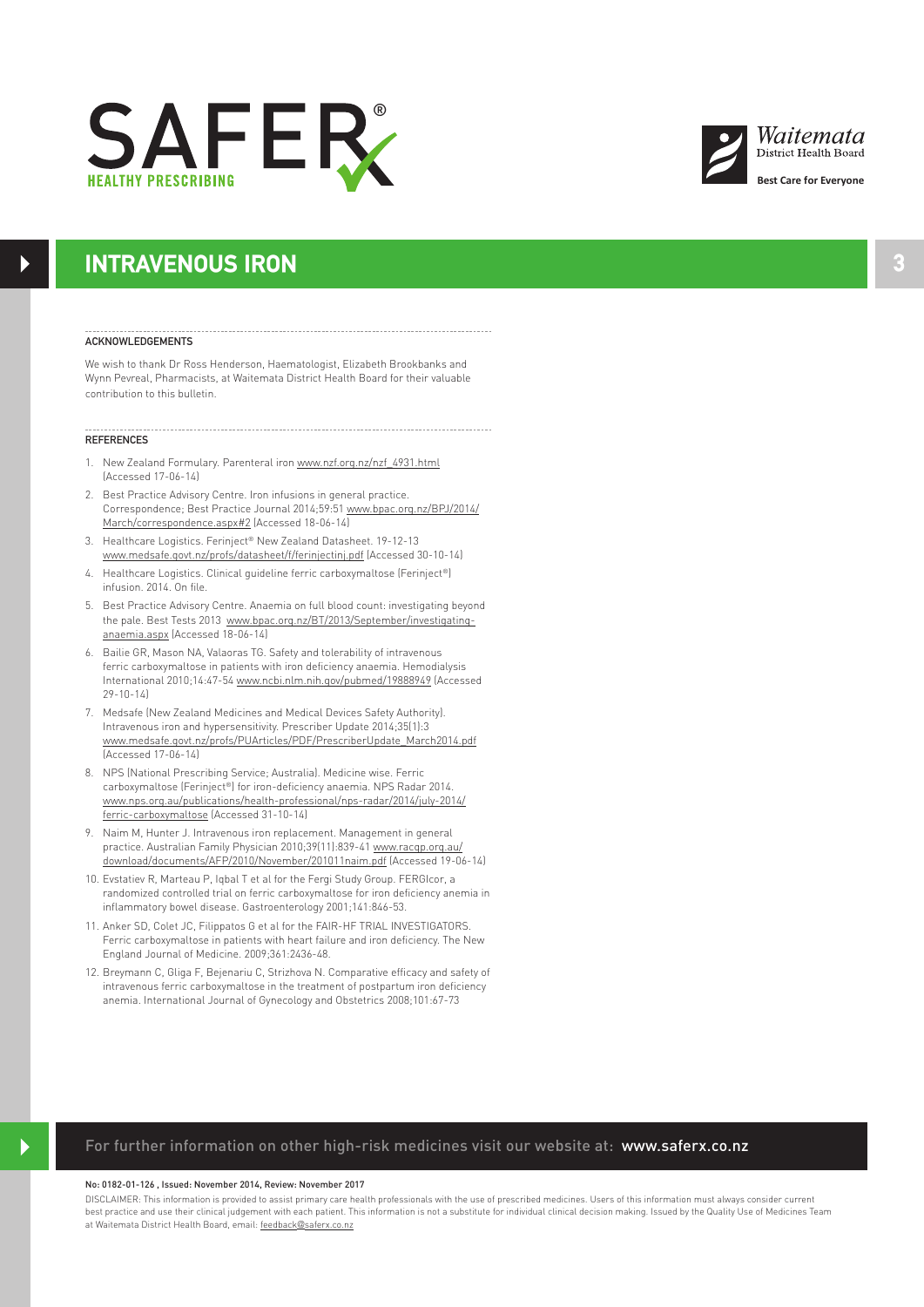# INTRAVENOUS IRON

### ACKNOWLEDGEMENTS

We wish to thank Dr Ross Henderson, Haematologist, Elizabeth Brookbanks and Wynn Pevreal, Pharmacists, at Waitemata District Health Board for their valuable contribution to this bulletin.

### REFERENCES

1. New Zealand Formulary. Parenteral iron www.nzf.org.nz/nzf_4931.html (Accessed 17-06-14)
2. Best Practice Advisory Centre. Iron infusions in general practice. Correspondence; Best Practice Journal 2014;59:51 www.bpac.org.nz/BPJ/2014/March/correspondence.aspx#2 (Accessed 18-06-14)
3. Healthcare Logistics. Ferinject® New Zealand Datasheet. 19-12-13 www.medsafe.govt.nz/profs/datasheet/f/ferinjectinj.pdf (Accessed 30-10-14)
4. Healthcare Logistics. Clinical guideline ferric carboxymaltose (Ferinject®) infusion. 2014. On file.
5. Best Practice Advisory Centre. Anaemia on full blood count: investigating beyond the pale. Best Tests 2013 www.bpac.org.nz/BT/2013/September/investigating-anaemia.aspx (Accessed 18-06-14)
6. Bailie GR, Mason NA, Valaoras TG. Safety and tolerability of intravenous ferric carboxymaltose in patients with iron deficiency anaemia. Hemodialysis International 2010;14:47-54 www.ncbi.nlm.nih.gov/pubmed/19888949 (Accessed 29-10-14)
7. Medsafe (New Zealand Medicines and Medical Devices Safety Authority). Intravenous iron and hypersensitivity. Prescriber Update 2014;35(1):3 www.medsafe.govt.nz/profs/PUArticles/PDF/PrescriberUpdate_March2014.pdf (Accessed 17-06-14)
8. NPS (National Prescribing Service; Australia). Medicine wise. Ferric carboxymaltose (Ferinject®) for iron-deficiency anaemia. NPS Radar 2014. www.nps.org.au/publications/health-professional/nps-radar/2014/july-2014/ferric-carboxymaltose (Accessed 31-10-14)
9. Naim M, Hunter J. Intravenous iron replacement. Management in general practice. Australian Family Physician 2010;39(11):839-41 www.racgp.org.au/download/documents/AFP/2010/November/201011naim.pdf (Accessed 19-06-14)
10. Evstatiev R, Marteau P, Iqbal T et al for the Fergi Study Group. FERGIcor, a randomized controlled trial on ferric carboxymaltose for iron deficiency anemia in inflammatory bowel disease. Gastroenterology 2001;141:846-53.
11. Anker SD, Colet JC, Filippatos G et al for the FAIR-HF TRIAL INVESTIGATORS. Ferric carboxymaltose in patients with heart failure and iron deficiency. The New England Journal of Medicine. 2009;361:2436-48.
12. Breymann C, Gliga F, Bejenariu C, Strizhova N. Comparative efficacy and safety of intravenous ferric carboxymaltose in the treatment of postpartum iron deficiency anemia. International Journal of Gynecology and Obstetrics 2008;101:67-73

For further information on other high-risk medicines visit our website at: www.saferx.co.nz

No: 0182-01-126 , Issued: November 2014, Review: November 2017

DISCLAIMER: This information is provided to assist primary care health professionals with the use of prescribed medicines. Users of this information must always consider current best practice and use their clinical judgement with each patient. This information is not a substitute for individual clinical decision making. Issued by the Quality Use of Medicines Team at Waitemata District Health Board, email: feedback@saferx.co.nz